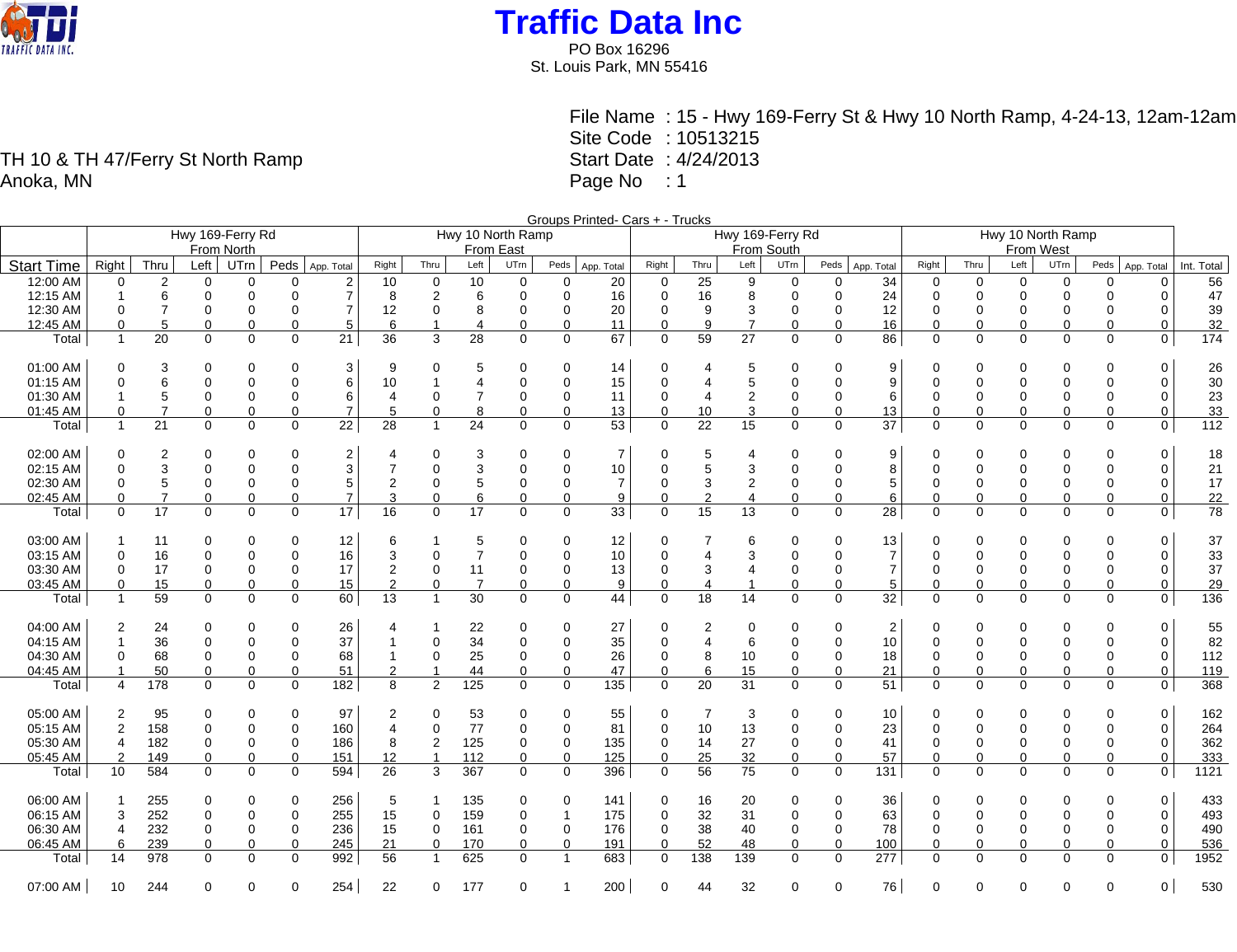# Traffic Data Inc

PO Box 16296
St. Louis Park, MN 55416

TH 10 & TH 47/Ferry St North Ramp
Anoka, MN

File Name : 15 - Hwy 169-Ferry St & Hwy 10 North Ramp, 4-24-13, 12am-12am
Site Code : 10513215
Start Date : 4/24/2013
Page No : 1

Groups Printed- Cars + - Trucks

| | Hwy 169-Ferry Rd From North | | | | | | Hwy 10 North Ramp From East | | | | | | Hwy 169-Ferry Rd From South | | | | | | Hwy 10 North Ramp From West | | | | | | |
|---|---|---|---|---|---|---|---|---|---|---|---|---|---|---|---|---|---|---|---|---|---|---|---|---|---|
| Start Time | Right | Thru | Left | UTrn | Peds | App. Total | Right | Thru | Left | UTrn | Peds | App. Total | Right | Thru | Left | UTrn | Peds | App. Total | Right | Thru | Left | UTrn | Peds | App. Total | Int. Total |
| 12:00 AM | 0 | 2 | 0 | 0 | 0 | 2 | 10 | 0 | 10 | 0 | 0 | 20 | 0 | 25 | 9 | 0 | 0 | 34 | 0 | 0 | 0 | 0 | 0 | 0 | 56 |
| 12:15 AM | 1 | 6 | 0 | 0 | 0 | 7 | 8 | 2 | 6 | 0 | 0 | 16 | 0 | 16 | 8 | 0 | 0 | 24 | 0 | 0 | 0 | 0 | 0 | 0 | 47 |
| 12:30 AM | 0 | 7 | 0 | 0 | 0 | 7 | 12 | 0 | 8 | 0 | 0 | 20 | 0 | 9 | 3 | 0 | 0 | 12 | 0 | 0 | 0 | 0 | 0 | 0 | 39 |
| 12:45 AM | 0 | 5 | 0 | 0 | 0 | 5 | 6 | 1 | 4 | 0 | 0 | 11 | 0 | 9 | 7 | 0 | 0 | 16 | 0 | 0 | 0 | 0 | 0 | 0 | 32 |
| Total | 1 | 20 | 0 | 0 | 0 | 21 | 36 | 3 | 28 | 0 | 0 | 67 | 0 | 59 | 27 | 0 | 0 | 86 | 0 | 0 | 0 | 0 | 0 | 0 | 174 |
| 01:00 AM | 0 | 3 | 0 | 0 | 0 | 3 | 9 | 0 | 5 | 0 | 0 | 14 | 0 | 4 | 5 | 0 | 0 | 9 | 0 | 0 | 0 | 0 | 0 | 0 | 26 |
| 01:15 AM | 0 | 6 | 0 | 0 | 0 | 6 | 10 | 1 | 4 | 0 | 0 | 15 | 0 | 4 | 5 | 0 | 0 | 9 | 0 | 0 | 0 | 0 | 0 | 0 | 30 |
| 01:30 AM | 1 | 5 | 0 | 0 | 0 | 6 | 4 | 0 | 7 | 0 | 0 | 11 | 0 | 4 | 2 | 0 | 0 | 6 | 0 | 0 | 0 | 0 | 0 | 0 | 23 |
| 01:45 AM | 0 | 7 | 0 | 0 | 0 | 7 | 5 | 0 | 8 | 0 | 0 | 13 | 0 | 10 | 3 | 0 | 0 | 13 | 0 | 0 | 0 | 0 | 0 | 0 | 33 |
| Total | 1 | 21 | 0 | 0 | 0 | 22 | 28 | 1 | 24 | 0 | 0 | 53 | 0 | 22 | 15 | 0 | 0 | 37 | 0 | 0 | 0 | 0 | 0 | 0 | 112 |
| 02:00 AM | 0 | 2 | 0 | 0 | 0 | 2 | 4 | 0 | 3 | 0 | 0 | 7 | 0 | 5 | 4 | 0 | 0 | 9 | 0 | 0 | 0 | 0 | 0 | 0 | 18 |
| 02:15 AM | 0 | 3 | 0 | 0 | 0 | 3 | 7 | 0 | 3 | 0 | 0 | 10 | 0 | 5 | 3 | 0 | 0 | 8 | 0 | 0 | 0 | 0 | 0 | 0 | 21 |
| 02:30 AM | 0 | 5 | 0 | 0 | 0 | 5 | 2 | 0 | 5 | 0 | 0 | 7 | 0 | 3 | 2 | 0 | 0 | 5 | 0 | 0 | 0 | 0 | 0 | 0 | 17 |
| 02:45 AM | 0 | 7 | 0 | 0 | 0 | 7 | 3 | 0 | 6 | 0 | 0 | 9 | 0 | 2 | 4 | 0 | 0 | 6 | 0 | 0 | 0 | 0 | 0 | 0 | 22 |
| Total | 0 | 17 | 0 | 0 | 0 | 17 | 16 | 0 | 17 | 0 | 0 | 33 | 0 | 15 | 13 | 0 | 0 | 28 | 0 | 0 | 0 | 0 | 0 | 0 | 78 |
| 03:00 AM | 1 | 11 | 0 | 0 | 0 | 12 | 6 | 1 | 5 | 0 | 0 | 12 | 0 | 7 | 6 | 0 | 0 | 13 | 0 | 0 | 0 | 0 | 0 | 0 | 37 |
| 03:15 AM | 0 | 16 | 0 | 0 | 0 | 16 | 3 | 0 | 7 | 0 | 0 | 10 | 0 | 4 | 3 | 0 | 0 | 7 | 0 | 0 | 0 | 0 | 0 | 0 | 33 |
| 03:30 AM | 0 | 17 | 0 | 0 | 0 | 17 | 2 | 0 | 11 | 0 | 0 | 13 | 0 | 3 | 4 | 0 | 0 | 7 | 0 | 0 | 0 | 0 | 0 | 0 | 37 |
| 03:45 AM | 0 | 15 | 0 | 0 | 0 | 15 | 2 | 0 | 7 | 0 | 0 | 9 | 0 | 4 | 1 | 0 | 0 | 5 | 0 | 0 | 0 | 0 | 0 | 0 | 29 |
| Total | 1 | 59 | 0 | 0 | 0 | 60 | 13 | 1 | 30 | 0 | 0 | 44 | 0 | 18 | 14 | 0 | 0 | 32 | 0 | 0 | 0 | 0 | 0 | 0 | 136 |
| 04:00 AM | 2 | 24 | 0 | 0 | 0 | 26 | 4 | 1 | 22 | 0 | 0 | 27 | 0 | 2 | 0 | 0 | 0 | 2 | 0 | 0 | 0 | 0 | 0 | 0 | 55 |
| 04:15 AM | 1 | 36 | 0 | 0 | 0 | 37 | 1 | 0 | 34 | 0 | 0 | 35 | 0 | 4 | 6 | 0 | 0 | 10 | 0 | 0 | 0 | 0 | 0 | 0 | 82 |
| 04:30 AM | 0 | 68 | 0 | 0 | 0 | 68 | 1 | 0 | 25 | 0 | 0 | 26 | 0 | 8 | 10 | 0 | 0 | 18 | 0 | 0 | 0 | 0 | 0 | 0 | 112 |
| 04:45 AM | 1 | 50 | 0 | 0 | 0 | 51 | 2 | 1 | 44 | 0 | 0 | 47 | 0 | 6 | 15 | 0 | 0 | 21 | 0 | 0 | 0 | 0 | 0 | 0 | 119 |
| Total | 4 | 178 | 0 | 0 | 0 | 182 | 8 | 2 | 125 | 0 | 0 | 135 | 0 | 20 | 31 | 0 | 0 | 51 | 0 | 0 | 0 | 0 | 0 | 0 | 368 |
| 05:00 AM | 2 | 95 | 0 | 0 | 0 | 97 | 2 | 0 | 53 | 0 | 0 | 55 | 0 | 7 | 3 | 0 | 0 | 10 | 0 | 0 | 0 | 0 | 0 | 0 | 162 |
| 05:15 AM | 2 | 158 | 0 | 0 | 0 | 160 | 4 | 0 | 77 | 0 | 0 | 81 | 0 | 10 | 13 | 0 | 0 | 23 | 0 | 0 | 0 | 0 | 0 | 0 | 264 |
| 05:30 AM | 4 | 182 | 0 | 0 | 0 | 186 | 8 | 2 | 125 | 0 | 0 | 135 | 0 | 14 | 27 | 0 | 0 | 41 | 0 | 0 | 0 | 0 | 0 | 0 | 362 |
| 05:45 AM | 2 | 149 | 0 | 0 | 0 | 151 | 12 | 1 | 112 | 0 | 0 | 125 | 0 | 25 | 32 | 0 | 0 | 57 | 0 | 0 | 0 | 0 | 0 | 0 | 333 |
| Total | 10 | 584 | 0 | 0 | 0 | 594 | 26 | 3 | 367 | 0 | 0 | 396 | 0 | 56 | 75 | 0 | 0 | 131 | 0 | 0 | 0 | 0 | 0 | 0 | 1121 |
| 06:00 AM | 1 | 255 | 0 | 0 | 0 | 256 | 5 | 1 | 135 | 0 | 0 | 141 | 0 | 16 | 20 | 0 | 0 | 36 | 0 | 0 | 0 | 0 | 0 | 0 | 433 |
| 06:15 AM | 3 | 252 | 0 | 0 | 0 | 255 | 15 | 0 | 159 | 0 | 1 | 175 | 0 | 32 | 31 | 0 | 0 | 63 | 0 | 0 | 0 | 0 | 0 | 0 | 493 |
| 06:30 AM | 4 | 232 | 0 | 0 | 0 | 236 | 15 | 0 | 161 | 0 | 0 | 176 | 0 | 38 | 40 | 0 | 0 | 78 | 0 | 0 | 0 | 0 | 0 | 0 | 490 |
| 06:45 AM | 6 | 239 | 0 | 0 | 0 | 245 | 21 | 0 | 170 | 0 | 0 | 191 | 0 | 52 | 48 | 0 | 0 | 100 | 0 | 0 | 0 | 0 | 0 | 0 | 536 |
| Total | 14 | 978 | 0 | 0 | 0 | 992 | 56 | 1 | 625 | 0 | 1 | 683 | 0 | 138 | 139 | 0 | 0 | 277 | 0 | 0 | 0 | 0 | 0 | 0 | 1952 |
| 07:00 AM | 10 | 244 | 0 | 0 | 0 | 254 | 22 | 0 | 177 | 0 | 1 | 200 | 0 | 44 | 32 | 0 | 0 | 76 | 0 | 0 | 0 | 0 | 0 | 0 | 530 |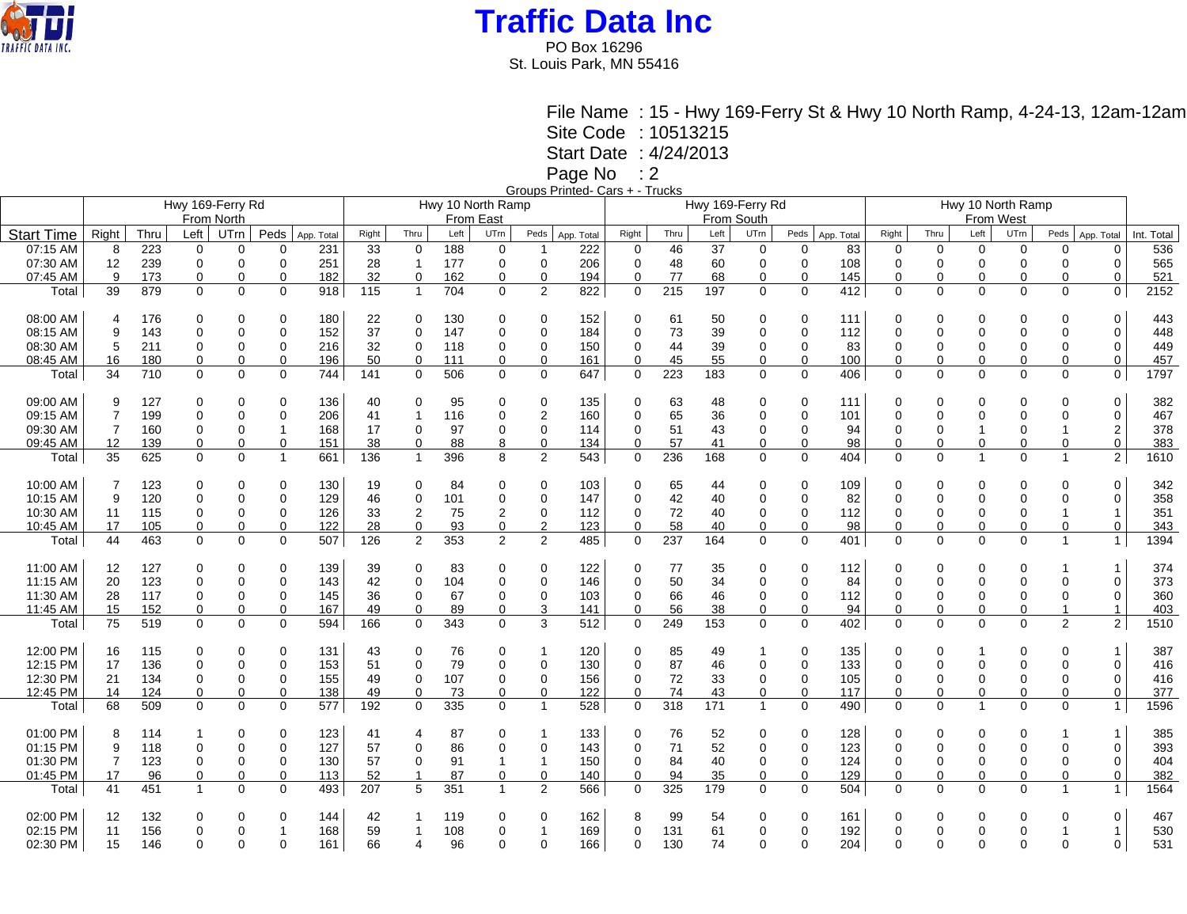# Traffic Data Inc

PO Box 16296
St. Louis Park, MN 55416

File Name : 15 - Hwy 169-Ferry St & Hwy 10 North Ramp, 4-24-13, 12am-12am
Site Code : 10513215
Start Date : 4/24/2013
Page No : 2

Groups Printed- Cars + - Trucks

| | Hwy 169-Ferry Rd From North | | | | | | Hwy 10 North Ramp From East | | | | | | Hwy 169-Ferry Rd From South | | | | | | Hwy 10 North Ramp From West | | | | | | |
|---|---|---|---|---|---|---|---|---|---|---|---|---|---|---|---|---|---|---|---|---|---|---|---|---|---|
| Start Time | Right | Thru | Left | UTrn | Peds | App. Total | Right | Thru | Left | UTrn | Peds | App. Total | Right | Thru | Left | UTrn | Peds | App. Total | Right | Thru | Left | UTrn | Peds | App. Total | Int. Total |
| 07:15 AM | 8 | 223 | 0 | 0 | 0 | 231 | 33 | 0 | 188 | 0 | 1 | 222 | 0 | 46 | 37 | 0 | 0 | 83 | 0 | 0 | 0 | 0 | 0 | 0 | 536 |
| 07:30 AM | 12 | 239 | 0 | 0 | 0 | 251 | 28 | 1 | 177 | 0 | 0 | 206 | 0 | 48 | 60 | 0 | 0 | 108 | 0 | 0 | 0 | 0 | 0 | 0 | 565 |
| 07:45 AM | 9 | 173 | 0 | 0 | 0 | 182 | 32 | 0 | 162 | 0 | 0 | 194 | 0 | 77 | 68 | 0 | 0 | 145 | 0 | 0 | 0 | 0 | 0 | 0 | 521 |
| Total | 39 | 879 | 0 | 0 | 0 | 918 | 115 | 1 | 704 | 0 | 2 | 822 | 0 | 215 | 197 | 0 | 0 | 412 | 0 | 0 | 0 | 0 | 0 | 0 | 2152 |
| 08:00 AM | 4 | 176 | 0 | 0 | 0 | 180 | 22 | 0 | 130 | 0 | 0 | 152 | 0 | 61 | 50 | 0 | 0 | 111 | 0 | 0 | 0 | 0 | 0 | 0 | 443 |
| 08:15 AM | 9 | 143 | 0 | 0 | 0 | 152 | 37 | 0 | 147 | 0 | 0 | 184 | 0 | 73 | 39 | 0 | 0 | 112 | 0 | 0 | 0 | 0 | 0 | 0 | 448 |
| 08:30 AM | 5 | 211 | 0 | 0 | 0 | 216 | 32 | 0 | 118 | 0 | 0 | 150 | 0 | 44 | 39 | 0 | 0 | 83 | 0 | 0 | 0 | 0 | 0 | 0 | 449 |
| 08:45 AM | 16 | 180 | 0 | 0 | 0 | 196 | 50 | 0 | 111 | 0 | 0 | 161 | 0 | 45 | 55 | 0 | 0 | 100 | 0 | 0 | 0 | 0 | 0 | 0 | 457 |
| Total | 34 | 710 | 0 | 0 | 0 | 744 | 141 | 0 | 506 | 0 | 0 | 647 | 0 | 223 | 183 | 0 | 0 | 406 | 0 | 0 | 0 | 0 | 0 | 0 | 1797 |
| 09:00 AM | 9 | 127 | 0 | 0 | 0 | 136 | 40 | 0 | 95 | 0 | 0 | 135 | 0 | 63 | 48 | 0 | 0 | 111 | 0 | 0 | 0 | 0 | 0 | 0 | 382 |
| 09:15 AM | 7 | 199 | 0 | 0 | 0 | 206 | 41 | 1 | 116 | 0 | 2 | 160 | 0 | 65 | 36 | 0 | 0 | 101 | 0 | 0 | 0 | 0 | 0 | 0 | 467 |
| 09:30 AM | 7 | 160 | 0 | 0 | 1 | 168 | 17 | 0 | 97 | 0 | 0 | 114 | 0 | 51 | 43 | 0 | 0 | 94 | 0 | 0 | 1 | 0 | 1 | 2 | 378 |
| 09:45 AM | 12 | 139 | 0 | 0 | 0 | 151 | 38 | 0 | 88 | 8 | 0 | 134 | 0 | 57 | 41 | 0 | 0 | 98 | 0 | 0 | 0 | 0 | 0 | 0 | 383 |
| Total | 35 | 625 | 0 | 0 | 1 | 661 | 136 | 1 | 396 | 8 | 2 | 543 | 0 | 236 | 168 | 0 | 0 | 404 | 0 | 0 | 1 | 0 | 1 | 2 | 1610 |
| 10:00 AM | 7 | 123 | 0 | 0 | 0 | 130 | 19 | 0 | 84 | 0 | 0 | 103 | 0 | 65 | 44 | 0 | 0 | 109 | 0 | 0 | 0 | 0 | 0 | 0 | 342 |
| 10:15 AM | 9 | 120 | 0 | 0 | 0 | 129 | 46 | 0 | 101 | 0 | 0 | 147 | 0 | 42 | 40 | 0 | 0 | 82 | 0 | 0 | 0 | 0 | 0 | 0 | 358 |
| 10:30 AM | 11 | 115 | 0 | 0 | 0 | 126 | 33 | 2 | 75 | 2 | 0 | 112 | 0 | 72 | 40 | 0 | 0 | 112 | 0 | 0 | 0 | 0 | 1 | 1 | 351 |
| 10:45 AM | 17 | 105 | 0 | 0 | 0 | 122 | 28 | 0 | 93 | 0 | 2 | 123 | 0 | 58 | 40 | 0 | 0 | 98 | 0 | 0 | 0 | 0 | 0 | 0 | 343 |
| Total | 44 | 463 | 0 | 0 | 0 | 507 | 126 | 2 | 353 | 2 | 2 | 485 | 0 | 237 | 164 | 0 | 0 | 401 | 0 | 0 | 0 | 0 | 1 | 1 | 1394 |
| 11:00 AM | 12 | 127 | 0 | 0 | 0 | 139 | 39 | 0 | 83 | 0 | 0 | 122 | 0 | 77 | 35 | 0 | 0 | 112 | 0 | 0 | 0 | 0 | 1 | 1 | 374 |
| 11:15 AM | 20 | 123 | 0 | 0 | 0 | 143 | 42 | 0 | 104 | 0 | 0 | 146 | 0 | 50 | 34 | 0 | 0 | 84 | 0 | 0 | 0 | 0 | 0 | 0 | 373 |
| 11:30 AM | 28 | 117 | 0 | 0 | 0 | 145 | 36 | 0 | 67 | 0 | 0 | 103 | 0 | 66 | 46 | 0 | 0 | 112 | 0 | 0 | 0 | 0 | 0 | 0 | 360 |
| 11:45 AM | 15 | 152 | 0 | 0 | 0 | 167 | 49 | 0 | 89 | 0 | 3 | 141 | 0 | 56 | 38 | 0 | 0 | 94 | 0 | 0 | 0 | 0 | 1 | 1 | 403 |
| Total | 75 | 519 | 0 | 0 | 0 | 594 | 166 | 0 | 343 | 0 | 3 | 512 | 0 | 249 | 153 | 0 | 0 | 402 | 0 | 0 | 0 | 0 | 2 | 2 | 1510 |
| 12:00 PM | 16 | 115 | 0 | 0 | 0 | 131 | 43 | 0 | 76 | 0 | 1 | 120 | 0 | 85 | 49 | 1 | 0 | 135 | 0 | 0 | 1 | 0 | 0 | 1 | 387 |
| 12:15 PM | 17 | 136 | 0 | 0 | 0 | 153 | 51 | 0 | 79 | 0 | 0 | 130 | 0 | 87 | 46 | 0 | 0 | 133 | 0 | 0 | 0 | 0 | 0 | 0 | 416 |
| 12:30 PM | 21 | 134 | 0 | 0 | 0 | 155 | 49 | 0 | 107 | 0 | 0 | 156 | 0 | 72 | 33 | 0 | 0 | 105 | 0 | 0 | 0 | 0 | 0 | 0 | 416 |
| 12:45 PM | 14 | 124 | 0 | 0 | 0 | 138 | 49 | 0 | 73 | 0 | 0 | 122 | 0 | 74 | 43 | 0 | 0 | 117 | 0 | 0 | 0 | 0 | 0 | 0 | 377 |
| Total | 68 | 509 | 0 | 0 | 0 | 577 | 192 | 0 | 335 | 0 | 1 | 528 | 0 | 318 | 171 | 1 | 0 | 490 | 0 | 0 | 1 | 0 | 0 | 1 | 1596 |
| 01:00 PM | 8 | 114 | 1 | 0 | 0 | 123 | 41 | 4 | 87 | 0 | 1 | 133 | 0 | 76 | 52 | 0 | 0 | 128 | 0 | 0 | 0 | 0 | 1 | 1 | 385 |
| 01:15 PM | 9 | 118 | 0 | 0 | 0 | 127 | 57 | 0 | 86 | 0 | 0 | 143 | 0 | 71 | 52 | 0 | 0 | 123 | 0 | 0 | 0 | 0 | 0 | 0 | 393 |
| 01:30 PM | 7 | 123 | 0 | 0 | 0 | 130 | 57 | 0 | 91 | 1 | 1 | 150 | 0 | 84 | 40 | 0 | 0 | 124 | 0 | 0 | 0 | 0 | 0 | 0 | 404 |
| 01:45 PM | 17 | 96 | 0 | 0 | 0 | 113 | 52 | 1 | 87 | 0 | 0 | 140 | 0 | 94 | 35 | 0 | 0 | 129 | 0 | 0 | 0 | 0 | 0 | 0 | 382 |
| Total | 41 | 451 | 1 | 0 | 0 | 493 | 207 | 5 | 351 | 1 | 2 | 566 | 0 | 325 | 179 | 0 | 0 | 504 | 0 | 0 | 0 | 0 | 1 | 1 | 1564 |
| 02:00 PM | 12 | 132 | 0 | 0 | 0 | 144 | 42 | 1 | 119 | 0 | 0 | 162 | 8 | 99 | 54 | 0 | 0 | 161 | 0 | 0 | 0 | 0 | 0 | 0 | 467 |
| 02:15 PM | 11 | 156 | 0 | 0 | 1 | 168 | 59 | 1 | 108 | 0 | 1 | 169 | 0 | 131 | 61 | 0 | 0 | 192 | 0 | 0 | 0 | 0 | 1 | 1 | 530 |
| 02:30 PM | 15 | 146 | 0 | 0 | 0 | 161 | 66 | 4 | 96 | 0 | 0 | 166 | 0 | 130 | 74 | 0 | 0 | 204 | 0 | 0 | 0 | 0 | 0 | 0 | 531 |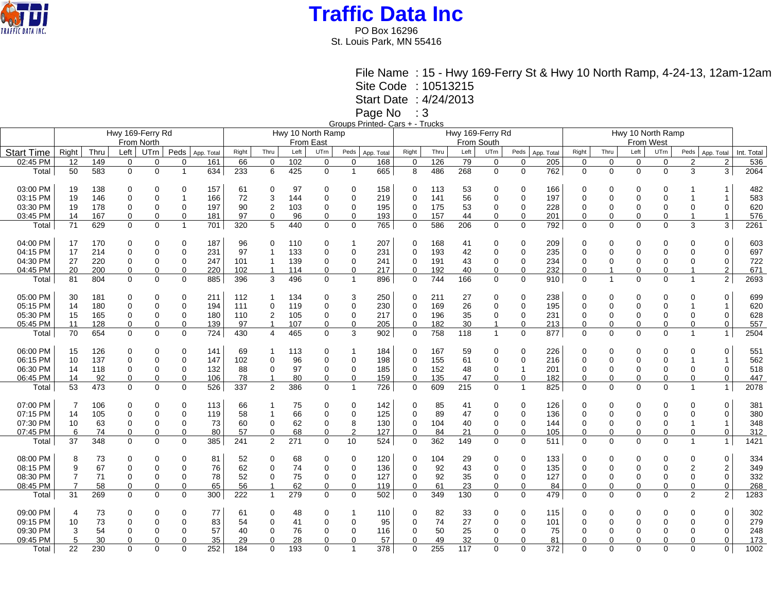# Traffic Data Inc

PO Box 16296
St. Louis Park, MN 55416

File Name : 15 - Hwy 169-Ferry St & Hwy 10 North Ramp, 4-24-13, 12am-12am
Site Code : 10513215
Start Date : 4/24/2013
Page No : 3

Groups Printed- Cars + - Trucks

| | Hwy 169-Ferry Rd From North | | | | | | Hwy 10 North Ramp From East | | | | | | Hwy 169-Ferry Rd From South | | | | | | Hwy 10 North Ramp From West | | | | | | |
|---|---|---|---|---|---|---|---|---|---|---|---|---|---|---|---|---|---|---|---|---|---|---|---|---|---|
| Start Time | Right | Thru | Left | UTrn | Peds | App. Total | Right | Thru | Left | UTrn | Peds | App. Total | Right | Thru | Left | UTrn | Peds | App. Total | Right | Thru | Left | UTrn | Peds | App. Total | Int. Total |
| 02:45 PM | 12 | 149 | 0 | 0 | 0 | 161 | 66 | 0 | 102 | 0 | 0 | 168 | 0 | 126 | 79 | 0 | 0 | 205 | 0 | 0 | 0 | 0 | 2 | 2 | 536 |
| Total | 50 | 583 | 0 | 0 | 1 | 634 | 233 | 6 | 425 | 0 | 1 | 665 | 8 | 486 | 268 | 0 | 0 | 762 | 0 | 0 | 0 | 0 | 3 | 3 | 2064 |
| | | | | | | | | | | | | | | | | | | | | | | | | | |
| 03:00 PM | 19 | 138 | 0 | 0 | 0 | 157 | 61 | 0 | 97 | 0 | 0 | 158 | 0 | 113 | 53 | 0 | 0 | 166 | 0 | 0 | 0 | 0 | 1 | 1 | 482 |
| 03:15 PM | 19 | 146 | 0 | 0 | 1 | 166 | 72 | 3 | 144 | 0 | 0 | 219 | 0 | 141 | 56 | 0 | 0 | 197 | 0 | 0 | 0 | 0 | 1 | 1 | 583 |
| 03:30 PM | 19 | 178 | 0 | 0 | 0 | 197 | 90 | 2 | 103 | 0 | 0 | 195 | 0 | 175 | 53 | 0 | 0 | 228 | 0 | 0 | 0 | 0 | 0 | 0 | 620 |
| 03:45 PM | 14 | 167 | 0 | 0 | 0 | 181 | 97 | 0 | 96 | 0 | 0 | 193 | 0 | 157 | 44 | 0 | 0 | 201 | 0 | 0 | 0 | 0 | 1 | 1 | 576 |
| Total | 71 | 629 | 0 | 0 | 1 | 701 | 320 | 5 | 440 | 0 | 0 | 765 | 0 | 586 | 206 | 0 | 0 | 792 | 0 | 0 | 0 | 0 | 3 | 3 | 2261 |
| | | | | | | | | | | | | | | | | | | | | | | | | | |
| 04:00 PM | 17 | 170 | 0 | 0 | 0 | 187 | 96 | 0 | 110 | 0 | 1 | 207 | 0 | 168 | 41 | 0 | 0 | 209 | 0 | 0 | 0 | 0 | 0 | 0 | 603 |
| 04:15 PM | 17 | 214 | 0 | 0 | 0 | 231 | 97 | 1 | 133 | 0 | 0 | 231 | 0 | 193 | 42 | 0 | 0 | 235 | 0 | 0 | 0 | 0 | 0 | 0 | 697 |
| 04:30 PM | 27 | 220 | 0 | 0 | 0 | 247 | 101 | 1 | 139 | 0 | 0 | 241 | 0 | 191 | 43 | 0 | 0 | 234 | 0 | 0 | 0 | 0 | 0 | 0 | 722 |
| 04:45 PM | 20 | 200 | 0 | 0 | 0 | 220 | 102 | 1 | 114 | 0 | 0 | 217 | 0 | 192 | 40 | 0 | 0 | 232 | 0 | 1 | 0 | 0 | 1 | 2 | 671 |
| Total | 81 | 804 | 0 | 0 | 0 | 885 | 396 | 3 | 496 | 0 | 1 | 896 | 0 | 744 | 166 | 0 | 0 | 910 | 0 | 1 | 0 | 0 | 1 | 2 | 2693 |
| | | | | | | | | | | | | | | | | | | | | | | | | | |
| 05:00 PM | 30 | 181 | 0 | 0 | 0 | 211 | 112 | 1 | 134 | 0 | 3 | 250 | 0 | 211 | 27 | 0 | 0 | 238 | 0 | 0 | 0 | 0 | 0 | 0 | 699 |
| 05:15 PM | 14 | 180 | 0 | 0 | 0 | 194 | 111 | 0 | 119 | 0 | 0 | 230 | 0 | 169 | 26 | 0 | 0 | 195 | 0 | 0 | 0 | 0 | 1 | 1 | 620 |
| 05:30 PM | 15 | 165 | 0 | 0 | 0 | 180 | 110 | 2 | 105 | 0 | 0 | 217 | 0 | 196 | 35 | 0 | 0 | 231 | 0 | 0 | 0 | 0 | 0 | 0 | 628 |
| 05:45 PM | 11 | 128 | 0 | 0 | 0 | 139 | 97 | 1 | 107 | 0 | 0 | 205 | 0 | 182 | 30 | 1 | 0 | 213 | 0 | 0 | 0 | 0 | 0 | 0 | 557 |
| Total | 70 | 654 | 0 | 0 | 0 | 724 | 430 | 4 | 465 | 0 | 3 | 902 | 0 | 758 | 118 | 1 | 0 | 877 | 0 | 0 | 0 | 0 | 1 | 1 | 2504 |
| | | | | | | | | | | | | | | | | | | | | | | | | | |
| 06:00 PM | 15 | 126 | 0 | 0 | 0 | 141 | 69 | 1 | 113 | 0 | 1 | 184 | 0 | 167 | 59 | 0 | 0 | 226 | 0 | 0 | 0 | 0 | 0 | 0 | 551 |
| 06:15 PM | 10 | 137 | 0 | 0 | 0 | 147 | 102 | 0 | 96 | 0 | 0 | 198 | 0 | 155 | 61 | 0 | 0 | 216 | 0 | 0 | 0 | 0 | 1 | 1 | 562 |
| 06:30 PM | 14 | 118 | 0 | 0 | 0 | 132 | 88 | 0 | 97 | 0 | 0 | 185 | 0 | 152 | 48 | 0 | 1 | 201 | 0 | 0 | 0 | 0 | 0 | 0 | 518 |
| 06:45 PM | 14 | 92 | 0 | 0 | 0 | 106 | 78 | 1 | 80 | 0 | 0 | 159 | 0 | 135 | 47 | 0 | 0 | 182 | 0 | 0 | 0 | 0 | 0 | 0 | 447 |
| Total | 53 | 473 | 0 | 0 | 0 | 526 | 337 | 2 | 386 | 0 | 1 | 726 | 0 | 609 | 215 | 0 | 1 | 825 | 0 | 0 | 0 | 0 | 1 | 1 | 2078 |
| | | | | | | | | | | | | | | | | | | | | | | | | | |
| 07:00 PM | 7 | 106 | 0 | 0 | 0 | 113 | 66 | 1 | 75 | 0 | 0 | 142 | 0 | 85 | 41 | 0 | 0 | 126 | 0 | 0 | 0 | 0 | 0 | 0 | 381 |
| 07:15 PM | 14 | 105 | 0 | 0 | 0 | 119 | 58 | 1 | 66 | 0 | 0 | 125 | 0 | 89 | 47 | 0 | 0 | 136 | 0 | 0 | 0 | 0 | 0 | 0 | 380 |
| 07:30 PM | 10 | 63 | 0 | 0 | 0 | 73 | 60 | 0 | 62 | 0 | 8 | 130 | 0 | 104 | 40 | 0 | 0 | 144 | 0 | 0 | 0 | 0 | 1 | 1 | 348 |
| 07:45 PM | 6 | 74 | 0 | 0 | 0 | 80 | 57 | 0 | 68 | 0 | 2 | 127 | 0 | 84 | 21 | 0 | 0 | 105 | 0 | 0 | 0 | 0 | 0 | 0 | 312 |
| Total | 37 | 348 | 0 | 0 | 0 | 385 | 241 | 2 | 271 | 0 | 10 | 524 | 0 | 362 | 149 | 0 | 0 | 511 | 0 | 0 | 0 | 0 | 1 | 1 | 1421 |
| | | | | | | | | | | | | | | | | | | | | | | | | | |
| 08:00 PM | 8 | 73 | 0 | 0 | 0 | 81 | 52 | 0 | 68 | 0 | 0 | 120 | 0 | 104 | 29 | 0 | 0 | 133 | 0 | 0 | 0 | 0 | 0 | 0 | 334 |
| 08:15 PM | 9 | 67 | 0 | 0 | 0 | 76 | 62 | 0 | 74 | 0 | 0 | 136 | 0 | 92 | 43 | 0 | 0 | 135 | 0 | 0 | 0 | 0 | 2 | 2 | 349 |
| 08:30 PM | 7 | 71 | 0 | 0 | 0 | 78 | 52 | 0 | 75 | 0 | 0 | 127 | 0 | 92 | 35 | 0 | 0 | 127 | 0 | 0 | 0 | 0 | 0 | 0 | 332 |
| 08:45 PM | 7 | 58 | 0 | 0 | 0 | 65 | 56 | 1 | 62 | 0 | 0 | 119 | 0 | 61 | 23 | 0 | 0 | 84 | 0 | 0 | 0 | 0 | 0 | 0 | 268 |
| Total | 31 | 269 | 0 | 0 | 0 | 300 | 222 | 1 | 279 | 0 | 0 | 502 | 0 | 349 | 130 | 0 | 0 | 479 | 0 | 0 | 0 | 0 | 2 | 2 | 1283 |
| | | | | | | | | | | | | | | | | | | | | | | | | | |
| 09:00 PM | 4 | 73 | 0 | 0 | 0 | 77 | 61 | 0 | 48 | 0 | 1 | 110 | 0 | 82 | 33 | 0 | 0 | 115 | 0 | 0 | 0 | 0 | 0 | 0 | 302 |
| 09:15 PM | 10 | 73 | 0 | 0 | 0 | 83 | 54 | 0 | 41 | 0 | 0 | 95 | 0 | 74 | 27 | 0 | 0 | 101 | 0 | 0 | 0 | 0 | 0 | 0 | 279 |
| 09:30 PM | 3 | 54 | 0 | 0 | 0 | 57 | 40 | 0 | 76 | 0 | 0 | 116 | 0 | 50 | 25 | 0 | 0 | 75 | 0 | 0 | 0 | 0 | 0 | 0 | 248 |
| 09:45 PM | 5 | 30 | 0 | 0 | 0 | 35 | 29 | 0 | 28 | 0 | 0 | 57 | 0 | 49 | 32 | 0 | 0 | 81 | 0 | 0 | 0 | 0 | 0 | 0 | 173 |
| Total | 22 | 230 | 0 | 0 | 0 | 252 | 184 | 0 | 193 | 0 | 1 | 378 | 0 | 255 | 117 | 0 | 0 | 372 | 0 | 0 | 0 | 0 | 0 | 0 | 1002 |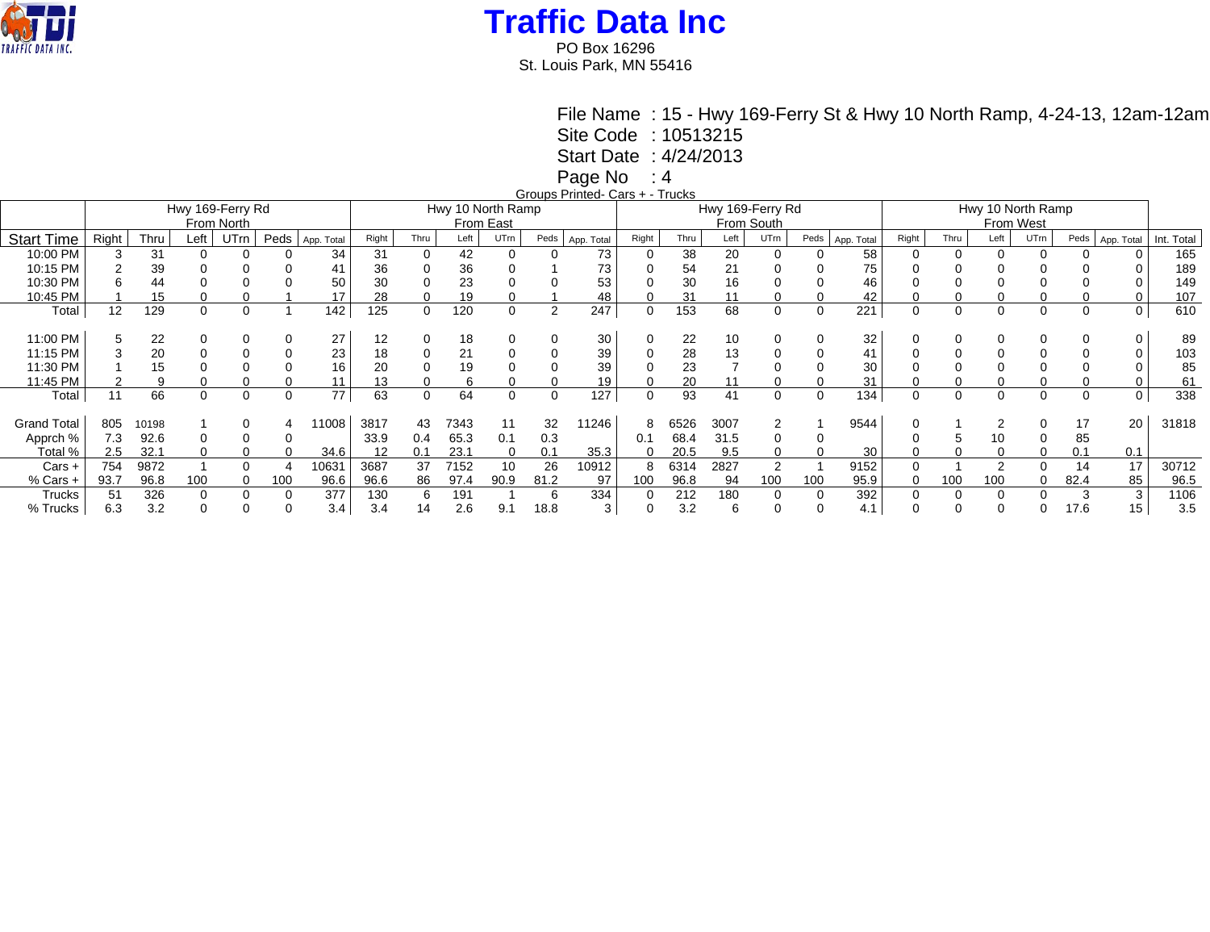# Traffic Data Inc

PO Box 16296
St. Louis Park, MN 55416

File Name : 15 - Hwy 169-Ferry St & Hwy 10 North Ramp, 4-24-13, 12am-12am
Site Code : 10513215
Start Date : 4/24/2013
Page No : 4

Groups Printed- Cars + - Trucks

| | Hwy 169-Ferry Rd From North | | | | | | Hwy 10 North Ramp From East | | | | | | Hwy 169-Ferry Rd From South | | | | | | Hwy 10 North Ramp From West | | | | | | |
|---|---|---|---|---|---|---|---|---|---|---|---|---|---|---|---|---|---|---|---|---|---|---|---|---|---|
| Start Time | Right | Thru | Left | UTrn | Peds | App. Total | Right | Thru | Left | UTrn | Peds | App. Total | Right | Thru | Left | UTrn | Peds | App. Total | Right | Thru | Left | UTrn | Peds | App. Total | Int. Total |
| 10:00 PM | 3 | 31 | 0 | 0 | 0 | 34 | 31 | 0 | 42 | 0 | 0 | 73 | 0 | 38 | 20 | 0 | 0 | 58 | 0 | 0 | 0 | 0 | 0 | 0 | 165 |
| 10:15 PM | 2 | 39 | 0 | 0 | 0 | 41 | 36 | 0 | 36 | 0 | 1 | 73 | 0 | 54 | 21 | 0 | 0 | 75 | 0 | 0 | 0 | 0 | 0 | 0 | 189 |
| 10:30 PM | 6 | 44 | 0 | 0 | 0 | 50 | 30 | 0 | 23 | 0 | 0 | 53 | 0 | 30 | 16 | 0 | 0 | 46 | 0 | 0 | 0 | 0 | 0 | 0 | 149 |
| 10:45 PM | 1 | 15 | 0 | 0 | 1 | 17 | 28 | 0 | 19 | 0 | 1 | 48 | 0 | 31 | 11 | 0 | 0 | 42 | 0 | 0 | 0 | 0 | 0 | 0 | 107 |
| Total | 12 | 129 | 0 | 0 | 1 | 142 | 125 | 0 | 120 | 0 | 2 | 247 | 0 | 153 | 68 | 0 | 0 | 221 | 0 | 0 | 0 | 0 | 0 | 0 | 610 |
| | | | | | | | | | | | | | | | | | | | | | | | | | |
| 11:00 PM | 5 | 22 | 0 | 0 | 0 | 27 | 12 | 0 | 18 | 0 | 0 | 30 | 0 | 22 | 10 | 0 | 0 | 32 | 0 | 0 | 0 | 0 | 0 | 0 | 89 |
| 11:15 PM | 3 | 20 | 0 | 0 | 0 | 23 | 18 | 0 | 21 | 0 | 0 | 39 | 0 | 28 | 13 | 0 | 0 | 41 | 0 | 0 | 0 | 0 | 0 | 0 | 103 |
| 11:30 PM | 1 | 15 | 0 | 0 | 0 | 16 | 20 | 0 | 19 | 0 | 0 | 39 | 0 | 23 | 7 | 0 | 0 | 30 | 0 | 0 | 0 | 0 | 0 | 0 | 85 |
| 11:45 PM | 2 | 9 | 0 | 0 | 0 | 11 | 13 | 0 | 6 | 0 | 0 | 19 | 0 | 20 | 11 | 0 | 0 | 31 | 0 | 0 | 0 | 0 | 0 | 0 | 61 |
| Total | 11 | 66 | 0 | 0 | 0 | 77 | 63 | 0 | 64 | 0 | 0 | 127 | 0 | 93 | 41 | 0 | 0 | 134 | 0 | 0 | 0 | 0 | 0 | 0 | 338 |
| | | | | | | | | | | | | | | | | | | | | | | | | | |
| Grand Total | 805 | 10198 | 1 | 0 | 4 | 11008 | 3817 | 43 | 7343 | 11 | 32 | 11246 | 8 | 6526 | 3007 | 2 | 1 | 9544 | 0 | 1 | 2 | 0 | 17 | 20 | 31818 |
| Apprch % | 7.3 | 92.6 | 0 | 0 | 0 | | 33.9 | 0.4 | 65.3 | 0.1 | 0.3 | | 0.1 | 68.4 | 31.5 | 0 | 0 | | 0 | 5 | 10 | 0 | 85 | | |
| Total % | 2.5 | 32.1 | 0 | 0 | 0 | 34.6 | 12 | 0.1 | 23.1 | 0 | 0.1 | 35.3 | 0 | 20.5 | 9.5 | 0 | 0 | 30 | 0 | 0 | 0 | 0 | 0.1 | 0.1 | |
| Cars + | 754 | 9872 | 1 | 0 | 4 | 10631 | 3687 | 37 | 7152 | 10 | 26 | 10912 | 8 | 6314 | 2827 | 2 | 1 | 9152 | 0 | 1 | 2 | 0 | 14 | 17 | 30712 |
| % Cars + | 93.7 | 96.8 | 100 | 0 | 100 | 96.6 | 96.6 | 86 | 97.4 | 90.9 | 81.2 | 97 | 100 | 96.8 | 94 | 100 | 100 | 95.9 | 0 | 100 | 100 | 0 | 82.4 | 85 | 96.5 |
| Trucks | 51 | 326 | 0 | 0 | 0 | 377 | 130 | 6 | 191 | 1 | 6 | 334 | 0 | 212 | 180 | 0 | 0 | 392 | 0 | 0 | 0 | 0 | 3 | 3 | 1106 |
| % Trucks | 6.3 | 3.2 | 0 | 0 | 0 | 3.4 | 3.4 | 14 | 2.6 | 9.1 | 18.8 | 3 | 0 | 3.2 | 6 | 0 | 0 | 4.1 | 0 | 0 | 0 | 0 | 17.6 | 15 | 3.5 |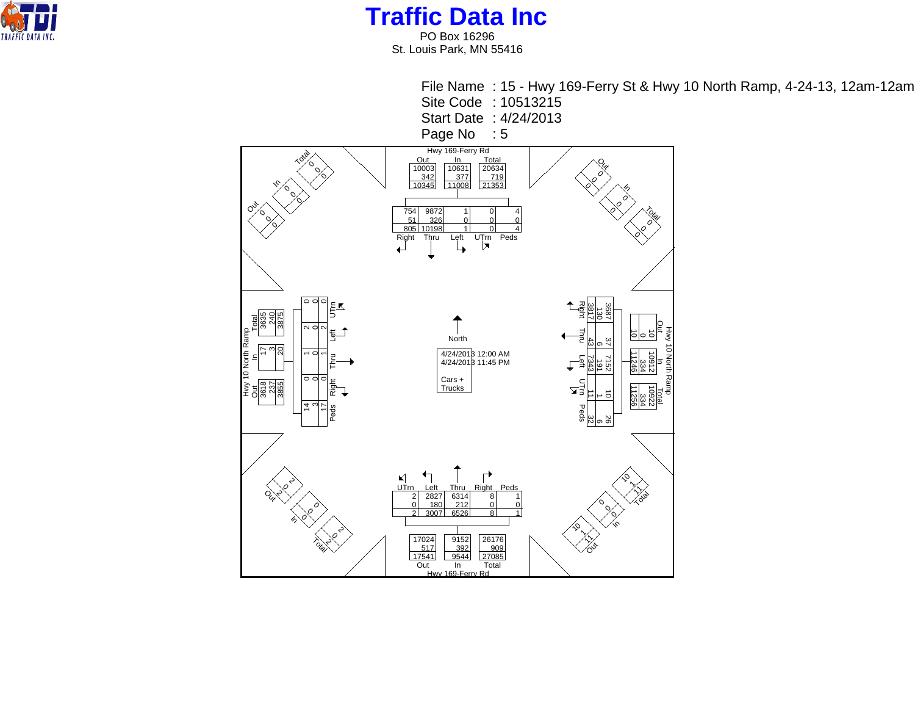# Traffic Data Inc

PO Box 16296
St. Louis Park, MN 55416

File Name : 15 - Hwy 169-Ferry St & Hwy 10 North Ramp, 4-24-13, 12am-12am
Site Code : 10513215
Start Date : 4/24/2013
Page No : 5

North

4/24/2013 12:00 AM
4/24/2013 11:45 PM

Cars + Trucks

## Hwy 169-Ferry Rd (North Approach)

| | Out | In | Total |
|---|---|---|---|
| | 10003 | 10631 | 20634 |
| | 342 | 377 | 719 |
| | 10345 | 11008 | 21353 |

| | Right | Thru | Left | UTrn | Peds |
|---|---|---|---|---|---|
| | 754 | 9872 | 1 | 0 | 4 |
| | 51 | 326 | 0 | 0 | 0 |
| | 805 | 10198 | 1 | 0 | 4 |

## Hwy 169-Ferry Rd (South Approach)

| | UTrn | Left | Thru | Right | Peds |
|---|---|---|---|---|---|
| | 2 | 2827 | 6314 | 8 | 1 |
| | 0 | 180 | 212 | 0 | 0 |
| | 2 | 3007 | 6526 | 8 | 1 |

| | Out | In | Total |
|---|---|---|---|
| | 17024 | 9152 | 26176 |
| | 517 | 392 | 909 |
| | 17541 | 9544 | 27085 |

## Hwy 10 North Ramp (West Approach)

| | Out | In | Total |
|---|---|---|---|
| | 3618 | 17 | 3635 |
| | 237 | 3 | 240 |
| | 3855 | 20 | 3875 |

| | UTrn | Left | Thru | Right | Peds |
|---|---|---|---|---|---|
| | 0 | 2 | 1 | 0 | 14 |
| | 0 | 0 | 0 | 0 | 3 |
| | 0 | 2 | 1 | 0 | 17 |

## Hwy 10 North Ramp (East Approach)

| | Out | In | Total |
|---|---|---|---|
| | 10 | 10912 | 10922 |
| | 0 | 334 | 334 |
| | 10 | 11246 | 11256 |

| | Right | Thru | Left | UTrn | Peds |
|---|---|---|---|---|---|
| | 3687 | 37 | 7152 | 10 | 26 |
| | 130 | 6 | 191 | 1 | 6 |
| | 3817 | 43 | 7343 | 11 | 32 |

## Corners

| Corner | Out | In | Total |
|---|---|---|---|
| Northwest | 0 / 0 / 0 | 0 / 0 / 0 | 0 / 0 / 0 |
| Northeast | 0 / 0 / 0 | 0 / 0 / 0 | 0 / 0 / 0 |
| Southwest | 2 / 0 / 2 | 0 / 0 / 0 | 2 / 0 / 2 |
| Southeast | 10 / 1 / 11 | 0 / 0 / 0 | 10 / 1 / 11 |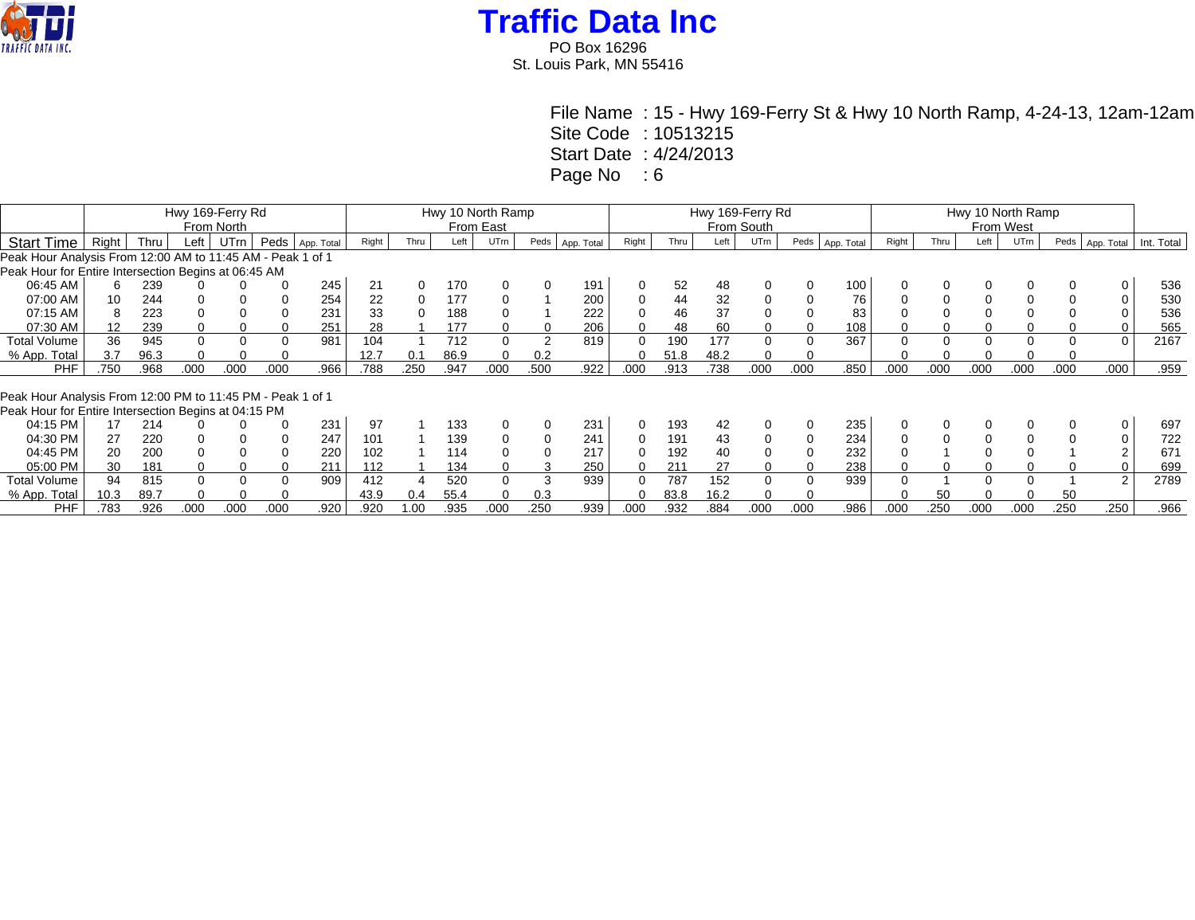# Traffic Data Inc

PO Box 16296
St. Louis Park, MN 55416

File Name : 15 - Hwy 169-Ferry St & Hwy 10 North Ramp, 4-24-13, 12am-12am
Site Code : 10513215
Start Date : 4/24/2013
Page No : 6

| | Hwy 169-Ferry Rd From North | | | | | | Hwy 10 North Ramp From East | | | | | | Hwy 169-Ferry Rd From South | | | | | | Hwy 10 North Ramp From West | | | | | | |
|---|---|---|---|---|---|---|---|---|---|---|---|---|---|---|---|---|---|---|---|---|---|---|---|---|---|
| Start Time | Right | Thru | Left | UTrn | Peds | App. Total | Right | Thru | Left | UTrn | Peds | App. Total | Right | Thru | Left | UTrn | Peds | App. Total | Right | Thru | Left | UTrn | Peds | App. Total | Int. Total |
| Peak Hour Analysis From 12:00 AM to 11:45 AM - Peak 1 of 1 | | | | | | | | | | | | | | | | | | | | | | | | | |
| Peak Hour for Entire Intersection Begins at 06:45 AM | | | | | | | | | | | | | | | | | | | | | | | | | |
| 06:45 AM | 6 | 239 | 0 | 0 | 0 | 245 | 21 | 0 | 170 | 0 | 0 | 191 | 0 | 52 | 48 | 0 | 0 | 100 | 0 | 0 | 0 | 0 | 0 | 0 | 536 |
| 07:00 AM | 10 | 244 | 0 | 0 | 0 | 254 | 22 | 0 | 177 | 0 | 1 | 200 | 0 | 44 | 32 | 0 | 0 | 76 | 0 | 0 | 0 | 0 | 0 | 0 | 530 |
| 07:15 AM | 8 | 223 | 0 | 0 | 0 | 231 | 33 | 0 | 188 | 0 | 1 | 222 | 0 | 46 | 37 | 0 | 0 | 83 | 0 | 0 | 0 | 0 | 0 | 0 | 536 |
| 07:30 AM | 12 | 239 | 0 | 0 | 0 | 251 | 28 | 1 | 177 | 0 | 0 | 206 | 0 | 48 | 60 | 0 | 0 | 108 | 0 | 0 | 0 | 0 | 0 | 0 | 565 |
| Total Volume | 36 | 945 | 0 | 0 | 0 | 981 | 104 | 1 | 712 | 0 | 2 | 819 | 0 | 190 | 177 | 0 | 0 | 367 | 0 | 0 | 0 | 0 | 0 | 0 | 2167 |
| % App. Total | 3.7 | 96.3 | 0 | 0 | 0 | | 12.7 | 0.1 | 86.9 | 0 | 0.2 | | 0 | 51.8 | 48.2 | 0 | 0 | | 0 | 0 | 0 | 0 | 0 | | |
| PHF | .750 | .968 | .000 | .000 | .000 | .966 | .788 | .250 | .947 | .000 | .500 | .922 | .000 | .913 | .738 | .000 | .000 | .850 | .000 | .000 | .000 | .000 | .000 | .000 | .959 |
| Peak Hour Analysis From 12:00 PM to 11:45 PM - Peak 1 of 1 | | | | | | | | | | | | | | | | | | | | | | | | | |
| Peak Hour for Entire Intersection Begins at 04:15 PM | | | | | | | | | | | | | | | | | | | | | | | | | |
| 04:15 PM | 17 | 214 | 0 | 0 | 0 | 231 | 97 | 1 | 133 | 0 | 0 | 231 | 0 | 193 | 42 | 0 | 0 | 235 | 0 | 0 | 0 | 0 | 0 | 0 | 697 |
| 04:30 PM | 27 | 220 | 0 | 0 | 0 | 247 | 101 | 1 | 139 | 0 | 0 | 241 | 0 | 191 | 43 | 0 | 0 | 234 | 0 | 0 | 0 | 0 | 0 | 0 | 722 |
| 04:45 PM | 20 | 200 | 0 | 0 | 0 | 220 | 102 | 1 | 114 | 0 | 0 | 217 | 0 | 192 | 40 | 0 | 0 | 232 | 0 | 1 | 0 | 0 | 1 | 2 | 671 |
| 05:00 PM | 30 | 181 | 0 | 0 | 0 | 211 | 112 | 1 | 134 | 0 | 3 | 250 | 0 | 211 | 27 | 0 | 0 | 238 | 0 | 0 | 0 | 0 | 0 | 0 | 699 |
| Total Volume | 94 | 815 | 0 | 0 | 0 | 909 | 412 | 4 | 520 | 0 | 3 | 939 | 0 | 787 | 152 | 0 | 0 | 939 | 0 | 1 | 0 | 0 | 1 | 2 | 2789 |
| % App. Total | 10.3 | 89.7 | 0 | 0 | 0 | | 43.9 | 0.4 | 55.4 | 0 | 0.3 | | 0 | 83.8 | 16.2 | 0 | 0 | | 0 | 50 | 0 | 0 | 50 | | |
| PHF | .783 | .926 | .000 | .000 | .000 | .920 | .920 | 1.00 | .935 | .000 | .250 | .939 | .000 | .932 | .884 | .000 | .000 | .986 | .000 | .250 | .000 | .000 | .250 | .250 | .966 |